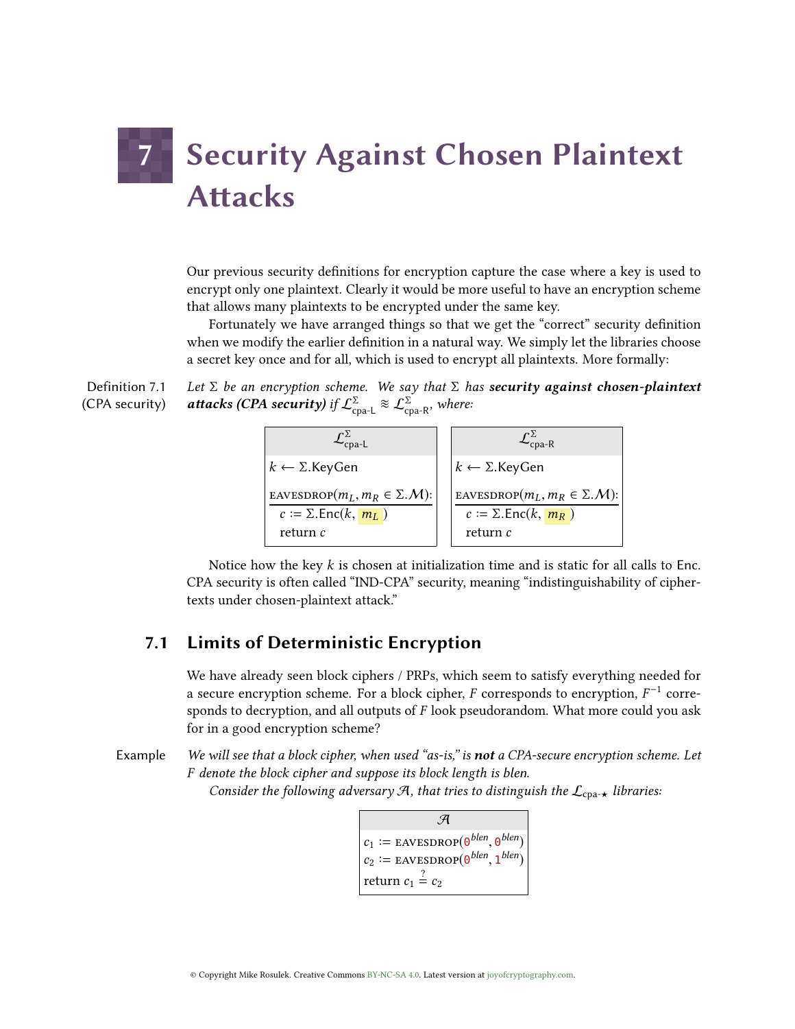# 7 Security Against Chosen Plaintext Attacks

Our previous security definitions for encryption capture the case where a key is used to encrypt only one plaintext. Clearly it would be more useful to have an encryption scheme that allows many plaintexts to be encrypted under the same key.

Fortunately we have arranged things so that we get the "correct" security definition when we modify the earlier definition in a natural way. We simply let the libraries choose a secret key once and for all, which is used to encrypt all plaintexts. More formally:

**Definition 7.1 (CPA security)** *Let $\Sigma$ be an encryption scheme. We say that $\Sigma$ has* ***security against chosen-plaintext attacks (CPA security)*** *if $\mathcal{L}^{\Sigma}_{\text{cpa-L}} \approx \mathcal{L}^{\Sigma}_{\text{cpa-R}}$, where:*

```
ℒ^Σ_cpa-L
k ← Σ.KeyGen
EAVESDROP(m_L, m_R ∈ Σ.M):
  c := Σ.Enc(k, m_L)
  return c
```

```
ℒ^Σ_cpa-R
k ← Σ.KeyGen
EAVESDROP(m_L, m_R ∈ Σ.M):
  c := Σ.Enc(k, m_R)
  return c
```

Notice how the key $k$ is chosen at initialization time and is static for all calls to Enc. CPA security is often called "IND-CPA" security, meaning "indistinguishability of ciphertexts under chosen-plaintext attack."

## 7.1 Limits of Deterministic Encryption

We have already seen block ciphers / PRPs, which seem to satisfy everything needed for a secure encryption scheme. For a block cipher, $F$ corresponds to encryption, $F^{-1}$ corresponds to decryption, and all outputs of $F$ look pseudorandom. What more could you ask for in a good encryption scheme?

**Example** *We will see that a block cipher, when used "as-is," is* ***not*** *a CPA-secure encryption scheme. Let $F$ denote the block cipher and suppose its block length is blen.*

*Consider the following adversary $\mathcal{A}$, that tries to distinguish the $\mathcal{L}_{\text{cpa-}\star}$ libraries:*

```
𝒜
c_1 := EAVESDROP(0^blen, 0^blen)
c_2 := EAVESDROP(0^blen, 1^blen)
return c_1 =? c_2
```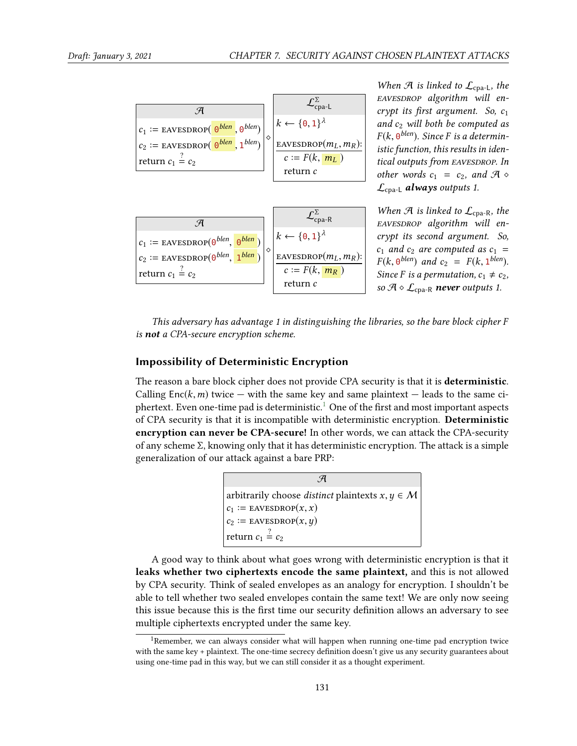```
A
c1 := EAVESDROP(0^blen, 0^blen)
c2 := EAVESDROP(0^blen, 1^blen)
return c1 =? c2
```
$\diamond$
```
L^Σ_cpa-L
k ← {0,1}^λ
EAVESDROP(m_L, m_R):
  c := F(k, m_L)
  return c
```

*When $\mathcal{A}$ is linked to $\mathcal{L}_{\text{cpa-L}}$, the* EAVESDROP *algorithm will encrypt its first argument. So, $c_1$ and $c_2$ will both be computed as $F(k, 0^{blen})$. Since F is a deterministic function, this results in identical outputs from* EAVESDROP*. In other words $c_1 = c_2$, and $\mathcal{A} \diamond \mathcal{L}_{\text{cpa-L}}$ **always** outputs 1.*

```
A
c1 := EAVESDROP(0^blen, 0^blen)
c2 := EAVESDROP(0^blen, 1^blen)
return c1 =? c2
```
$\diamond$
```
L^Σ_cpa-R
k ← {0,1}^λ
EAVESDROP(m_L, m_R):
  c := F(k, m_R)
  return c
```

*When $\mathcal{A}$ is linked to $\mathcal{L}_{\text{cpa-R}}$, the* EAVESDROP *algorithm will encrypt its second argument. So, $c_1$ and $c_2$ are computed as $c_1 = F(k, 0^{blen})$ and $c_2 = F(k, 1^{blen})$. Since F is a permutation, $c_1 \neq c_2$, so $\mathcal{A} \diamond \mathcal{L}_{\text{cpa-R}}$ **never** outputs 1.*

*This adversary has advantage 1 in distinguishing the libraries, so the bare block cipher F is **not** a CPA-secure encryption scheme.*

### Impossibility of Deterministic Encryption

The reason a bare block cipher does not provide CPA security is that it is **deterministic**. Calling $\text{Enc}(k, m)$ twice — with the same key and same plaintext — leads to the same ciphertext. Even one-time pad is deterministic.[1] One of the first and most important aspects of CPA security is that it is incompatible with deterministic encryption. **Deterministic encryption can never be CPA-secure!** In other words, we can attack the CPA-security of any scheme $\Sigma$, knowing only that it has deterministic encryption. The attack is a simple generalization of our attack against a bare PRP:

```
A
arbitrarily choose distinct plaintexts x, y ∈ M
c1 := EAVESDROP(x, x)
c2 := EAVESDROP(x, y)
return c1 =? c2
```

A good way to think about what goes wrong with deterministic encryption is that it **leaks whether two ciphertexts encode the same plaintext,** and this is not allowed by CPA security. Think of sealed envelopes as an analogy for encryption. I shouldn't be able to tell whether two sealed envelopes contain the same text! We are only now seeing this issue because this is the first time our security definition allows an adversary to see multiple ciphertexts encrypted under the same key.

[1] Remember, we can always consider what will happen when running one-time pad encryption twice with the same key + plaintext. The one-time secrecy definition doesn't give us any security guarantees about using one-time pad in this way, but we can still consider it as a thought experiment.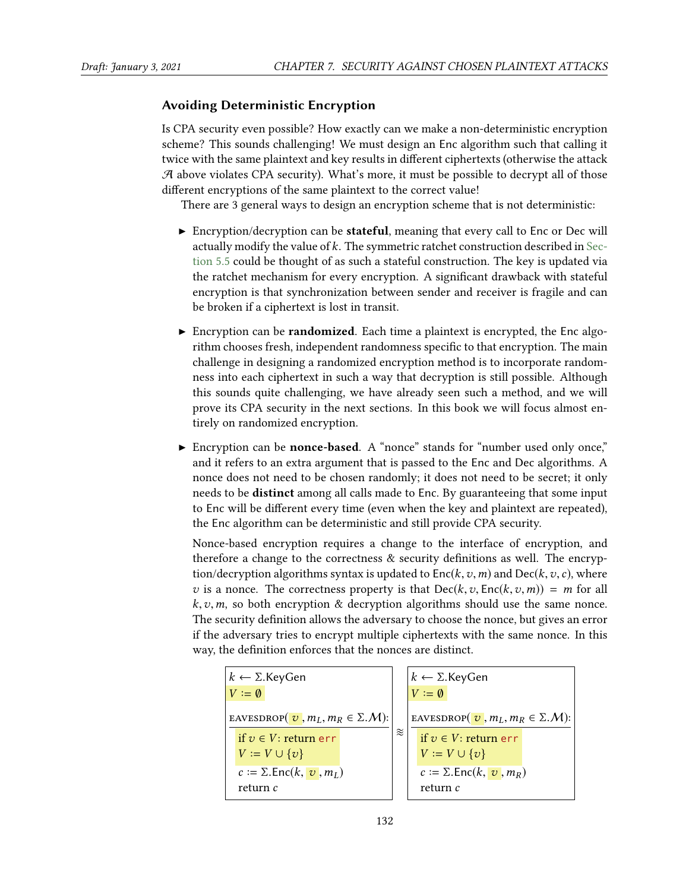### Avoiding Deterministic Encryption

Is CPA security even possible? How exactly can we make a non-deterministic encryption scheme? This sounds challenging! We must design an Enc algorithm such that calling it twice with the same plaintext and key results in different ciphertexts (otherwise the attack $\mathcal{A}$ above violates CPA security). What's more, it must be possible to decrypt all of those different encryptions of the same plaintext to the correct value!

There are 3 general ways to design an encryption scheme that is not deterministic:

- Encryption/decryption can be **stateful**, meaning that every call to Enc or Dec will actually modify the value of $k$. The symmetric ratchet construction described in Section 5.5 could be thought of as such a stateful construction. The key is updated via the ratchet mechanism for every encryption. A significant drawback with stateful encryption is that synchronization between sender and receiver is fragile and can be broken if a ciphertext is lost in transit.
- Encryption can be **randomized**. Each time a plaintext is encrypted, the Enc algorithm chooses fresh, independent randomness specific to that encryption. The main challenge in designing a randomized encryption method is to incorporate randomness into each ciphertext in such a way that decryption is still possible. Although this sounds quite challenging, we have already seen such a method, and we will prove its CPA security in the next sections. In this book we will focus almost entirely on randomized encryption.
- Encryption can be **nonce-based**. A "nonce" stands for "number used only once," and it refers to an extra argument that is passed to the Enc and Dec algorithms. A nonce does not need to be chosen randomly; it does not need to be secret; it only needs to be **distinct** among all calls made to Enc. By guaranteeing that some input to Enc will be different every time (even when the key and plaintext are repeated), the Enc algorithm can be deterministic and still provide CPA security.

  Nonce-based encryption requires a change to the interface of encryption, and therefore a change to the correctness & security definitions as well. The encryption/decryption algorithms syntax is updated to $\text{Enc}(k, v, m)$ and $\text{Dec}(k, v, c)$, where $v$ is a nonce. The correctness property is that $\text{Dec}(k, v, \text{Enc}(k, v, m)) = m$ for all $k, v, m$, so both encryption & decryption algorithms should use the same nonce. The security definition allows the adversary to choose the nonce, but gives an error if the adversary tries to encrypt multiple ciphertexts with the same nonce. In this way, the definition enforces that the nonces are distinct.

| $k \leftarrow \Sigma.\text{KeyGen}$<br>$V := \emptyset$<br><br>EAVESDROP($v, m_L, m_R \in \Sigma.\mathcal{M}$):<br>&nbsp;&nbsp;if $v \in V$: return err<br>&nbsp;&nbsp;$V := V \cup \{v\}$<br>&nbsp;&nbsp;$c := \Sigma.\text{Enc}(k, v, m_L)$<br>&nbsp;&nbsp;return $c$ | $\approx$ | $k \leftarrow \Sigma.\text{KeyGen}$<br>$V := \emptyset$<br><br>EAVESDROP($v, m_L, m_R \in \Sigma.\mathcal{M}$):<br>&nbsp;&nbsp;if $v \in V$: return err<br>&nbsp;&nbsp;$V := V \cup \{v\}$<br>&nbsp;&nbsp;$c := \Sigma.\text{Enc}(k, v, m_R)$<br>&nbsp;&nbsp;return $c$ |
|---|---|---|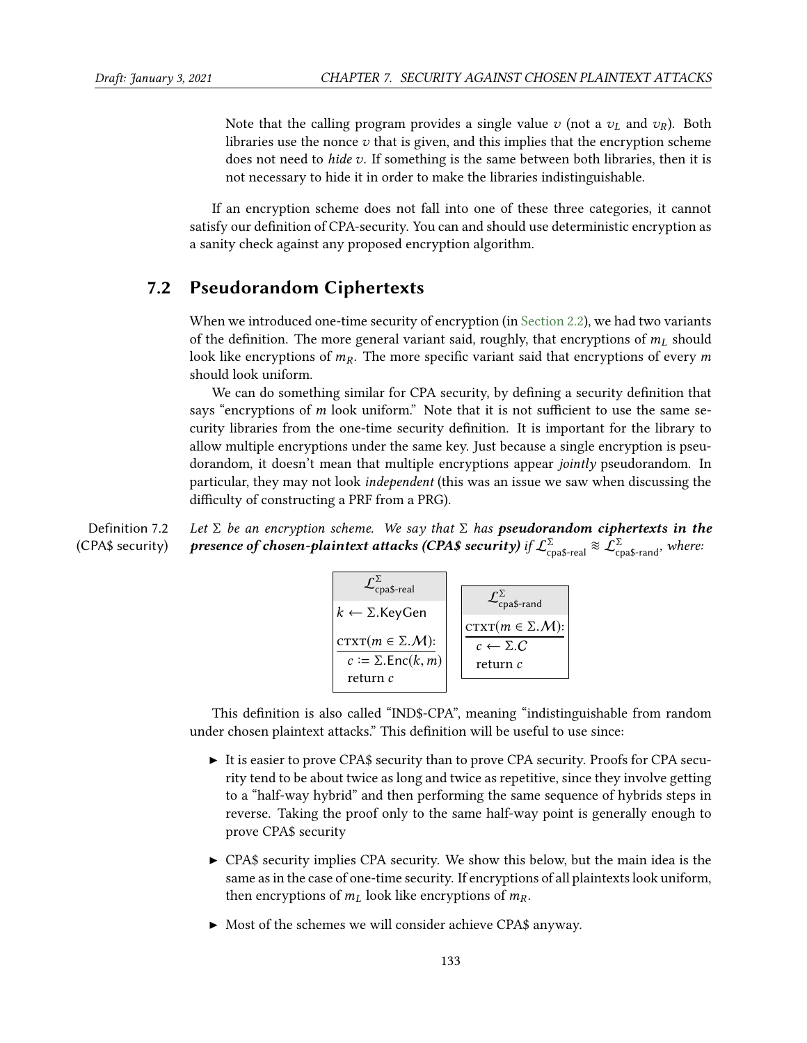Note that the calling program provides a single value $v$ (not a $v_L$ and $v_R$). Both libraries use the nonce $v$ that is given, and this implies that the encryption scheme does not need to *hide* $v$. If something is the same between both libraries, then it is not necessary to hide it in order to make the libraries indistinguishable.

If an encryption scheme does not fall into one of these three categories, it cannot satisfy our definition of CPA-security. You can and should use deterministic encryption as a sanity check against any proposed encryption algorithm.

## 7.2 Pseudorandom Ciphertexts

When we introduced one-time security of encryption (in Section 2.2), we had two variants of the definition. The more general variant said, roughly, that encryptions of $m_L$ should look like encryptions of $m_R$. The more specific variant said that encryptions of every $m$ should look uniform.

We can do something similar for CPA security, by defining a security definition that says "encryptions of $m$ look uniform." Note that it is not sufficient to use the same security libraries from the one-time security definition. It is important for the library to allow multiple encryptions under the same key. Just because a single encryption is pseudorandom, it doesn't mean that multiple encryptions appear *jointly* pseudorandom. In particular, they may not look *independent* (this was an issue we saw when discussing the difficulty of constructing a PRF from a PRG).

**Definition 7.2 (CPA$ security)** *Let $\Sigma$ be an encryption scheme. We say that $\Sigma$ has **pseudorandom ciphertexts in the presence of chosen-plaintext attacks (CPA$ security)** if $\mathcal{L}^{\Sigma}_{\text{cpa\$-real}} \approx \mathcal{L}^{\Sigma}_{\text{cpa\$-rand}}$, where:*

```
L^Σ_cpa$-real
k ← Σ.KeyGen
CTXT(m ∈ Σ.M):
  c := Σ.Enc(k, m)
  return c
```

```
L^Σ_cpa$-rand
CTXT(m ∈ Σ.M):
  c ← Σ.C
  return c
```

This definition is also called "IND$-CPA", meaning "indistinguishable from random under chosen plaintext attacks." This definition will be useful to use since:

- It is easier to prove CPA$ security than to prove CPA security. Proofs for CPA security tend to be about twice as long and twice as repetitive, since they involve getting to a "half-way hybrid" and then performing the same sequence of hybrids steps in reverse. Taking the proof only to the same half-way point is generally enough to prove CPA$ security
- CPA$ security implies CPA security. We show this below, but the main idea is the same as in the case of one-time security. If encryptions of all plaintexts look uniform, then encryptions of $m_L$ look like encryptions of $m_R$.
- Most of the schemes we will consider achieve CPA$ anyway.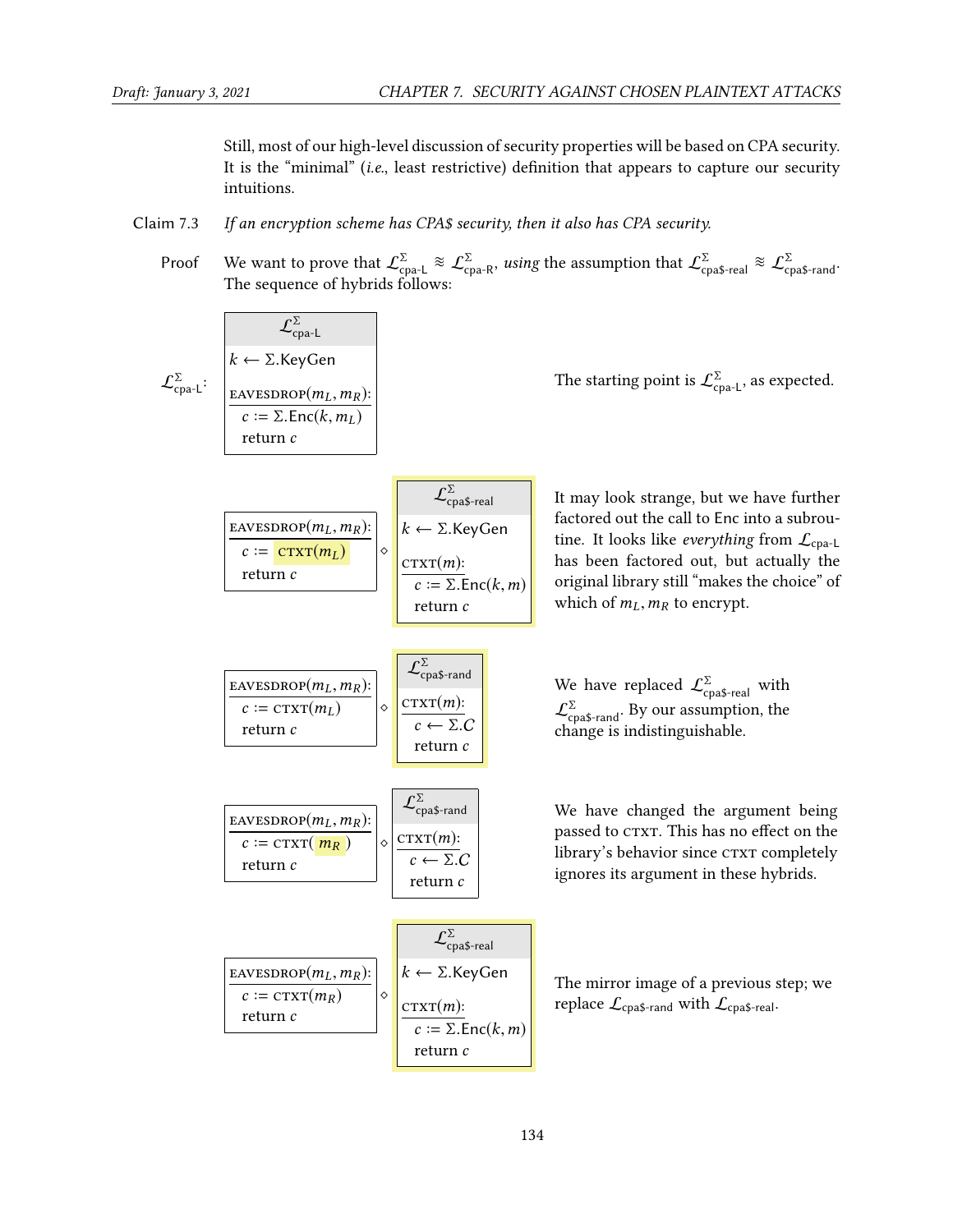Still, most of our high-level discussion of security properties will be based on CPA security. It is the "minimal" (*i.e.*, least restrictive) definition that appears to capture our security intuitions.

**Claim 7.3** *If an encryption scheme has CPA\$ security, then it also has CPA security.*

**Proof** We want to prove that $\mathcal{L}^{\Sigma}_{\text{cpa-L}} \approx \mathcal{L}^{\Sigma}_{\text{cpa-R}}$, *using* the assumption that $\mathcal{L}^{\Sigma}_{\text{cpa\$-real}} \approx \mathcal{L}^{\Sigma}_{\text{cpa\$-rand}}$. The sequence of hybrids follows:

$\mathcal{L}^{\Sigma}_{\text{cpa-L}}$:

```
L^Σ_cpa-L
---------------------------
k ← Σ.KeyGen

EAVESDROP(m_L, m_R):
  c := Σ.Enc(k, m_L)
  return c
```

The starting point is $\mathcal{L}^{\Sigma}_{\text{cpa-L}}$, as expected.

```
EAVESDROP(m_L, m_R):        L^Σ_cpa$-real
  c := CTXT(m_L)        ◇   ---------------------
  return c                  k ← Σ.KeyGen

                            CTXT(m):
                              c := Σ.Enc(k, m)
                              return c
```

It may look strange, but we have further factored out the call to Enc into a subroutine. It looks like *everything* from $\mathcal{L}_{\text{cpa-L}}$ has been factored out, but actually the original library still "makes the choice" of which of $m_L, m_R$ to encrypt.

```
EAVESDROP(m_L, m_R):        L^Σ_cpa$-rand
  c := CTXT(m_L)        ◇   ---------------------
  return c                  CTXT(m):
                              c ← Σ.C
                              return c
```

We have replaced $\mathcal{L}^{\Sigma}_{\text{cpa\$-real}}$ with $\mathcal{L}^{\Sigma}_{\text{cpa\$-rand}}$. By our assumption, the change is indistinguishable.

```
EAVESDROP(m_L, m_R):        L^Σ_cpa$-rand
  c := CTXT(m_R)        ◇   ---------------------
  return c                  CTXT(m):
                              c ← Σ.C
                              return c
```

We have changed the argument being passed to CTXT. This has no effect on the library's behavior since CTXT completely ignores its argument in these hybrids.

```
EAVESDROP(m_L, m_R):        L^Σ_cpa$-real
  c := CTXT(m_R)        ◇   ---------------------
  return c                  k ← Σ.KeyGen

                            CTXT(m):
                              c := Σ.Enc(k, m)
                              return c
```

The mirror image of a previous step; we replace $\mathcal{L}_{\text{cpa\$-rand}}$ with $\mathcal{L}_{\text{cpa\$-real}}$.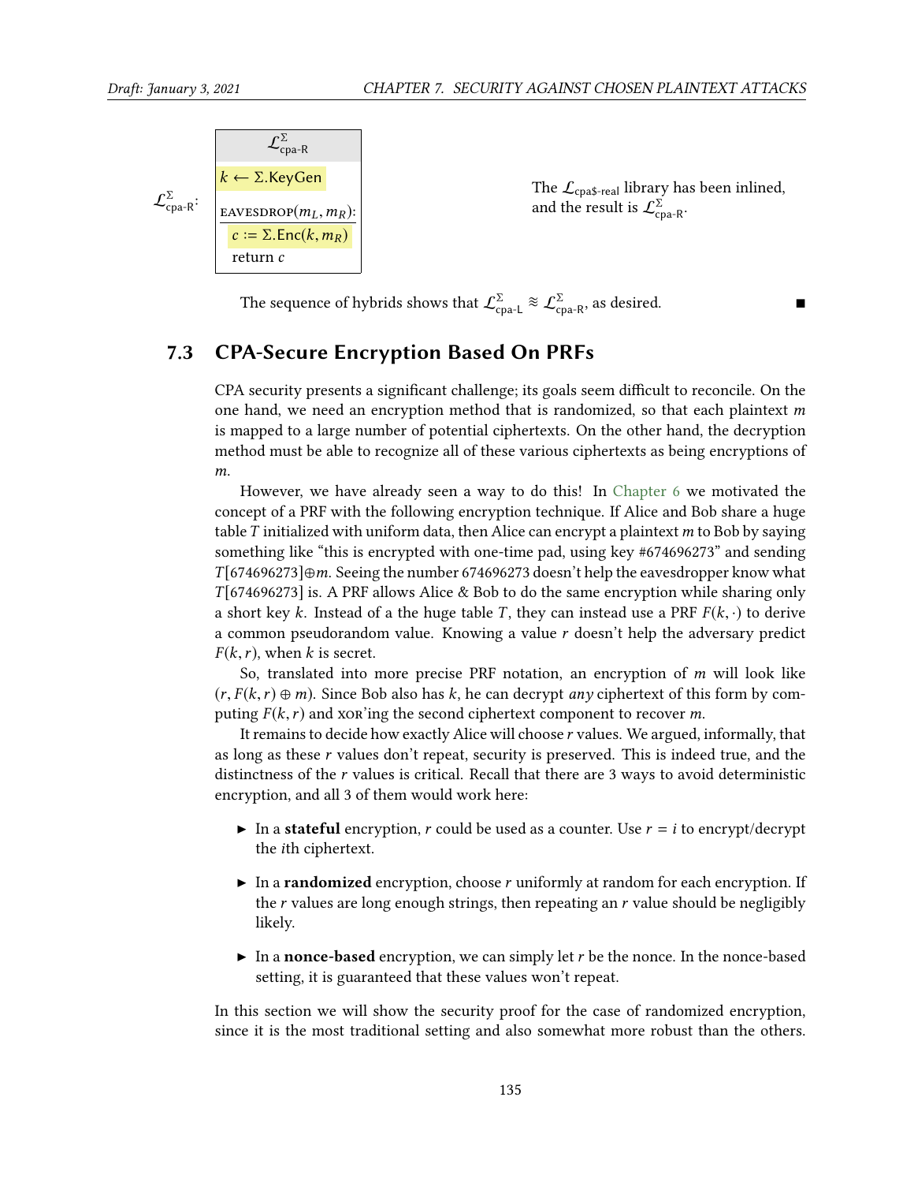$\mathcal{L}^{\Sigma}_{\text{cpa-R}}$:

```
L^Σ_cpa-R
---------------------
k ← Σ.KeyGen

EAVESDROP(m_L, m_R):
  c := Σ.Enc(k, m_R)
  return c
```

The $\mathcal{L}_{\text{cpa\$-real}}$ library has been inlined, and the result is $\mathcal{L}^{\Sigma}_{\text{cpa-R}}$.

The sequence of hybrids shows that $\mathcal{L}^{\Sigma}_{\text{cpa-L}} \approx \mathcal{L}^{\Sigma}_{\text{cpa-R}}$, as desired. ■

## 7.3 CPA-Secure Encryption Based On PRFs

CPA security presents a significant challenge; its goals seem difficult to reconcile. On the one hand, we need an encryption method that is randomized, so that each plaintext $m$ is mapped to a large number of potential ciphertexts. On the other hand, the decryption method must be able to recognize all of these various ciphertexts as being encryptions of $m$.

However, we have already seen a way to do this! In Chapter 6 we motivated the concept of a PRF with the following encryption technique. If Alice and Bob share a huge table $T$ initialized with uniform data, then Alice can encrypt a plaintext $m$ to Bob by saying something like "this is encrypted with one-time pad, using key #674696273" and sending $T[674696273] \oplus m$. Seeing the number 674696273 doesn't help the eavesdropper know what $T[674696273]$ is. A PRF allows Alice & Bob to do the same encryption while sharing only a short key $k$. Instead of a the huge table $T$, they can instead use a PRF $F(k, \cdot)$ to derive a common pseudorandom value. Knowing a value $r$ doesn't help the adversary predict $F(k, r)$, when $k$ is secret.

So, translated into more precise PRF notation, an encryption of $m$ will look like $(r, F(k, r) \oplus m)$. Since Bob also has $k$, he can decrypt *any* ciphertext of this form by computing $F(k, r)$ and XOR'ing the second ciphertext component to recover $m$.

It remains to decide how exactly Alice will choose $r$ values. We argued, informally, that as long as these $r$ values don't repeat, security is preserved. This is indeed true, and the distinctness of the $r$ values is critical. Recall that there are 3 ways to avoid deterministic encryption, and all 3 of them would work here:

- In a **stateful** encryption, $r$ could be used as a counter. Use $r = i$ to encrypt/decrypt the $i$th ciphertext.
- In a **randomized** encryption, choose $r$ uniformly at random for each encryption. If the $r$ values are long enough strings, then repeating an $r$ value should be negligibly likely.
- In a **nonce-based** encryption, we can simply let $r$ be the nonce. In the nonce-based setting, it is guaranteed that these values won't repeat.

In this section we will show the security proof for the case of randomized encryption, since it is the most traditional setting and also somewhat more robust than the others.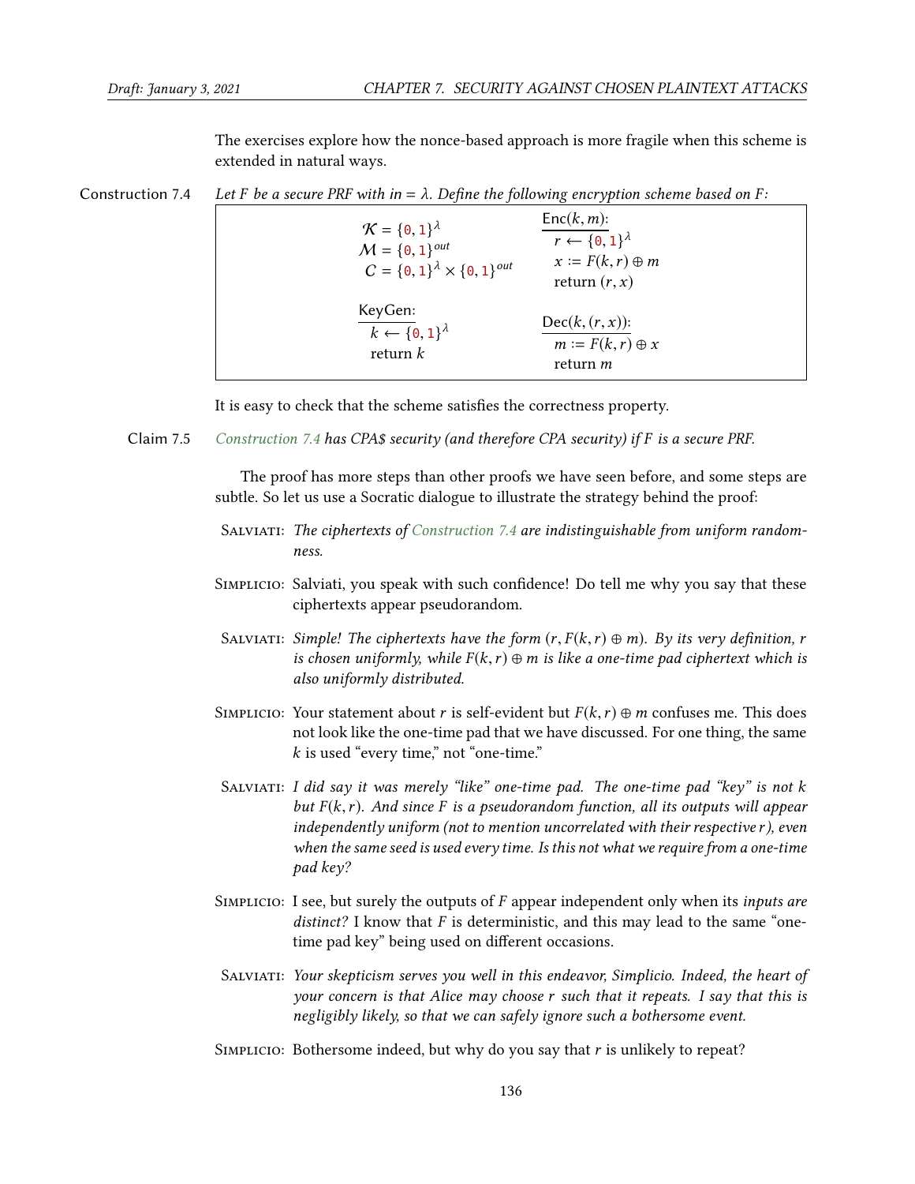The exercises explore how the nonce-based approach is more fragile when this scheme is extended in natural ways.

**Construction 7.4** *Let $F$ be a secure PRF with $in = \lambda$. Define the following encryption scheme based on $F$:*

$$\mathcal{K} = \{0,1\}^\lambda \qquad \mathcal{M} = \{0,1\}^{out} \qquad \mathcal{C} = \{0,1\}^\lambda \times \{0,1\}^{out}$$

```
KeyGen:
  k ← {0,1}^λ
  return k

Enc(k, m):
  r ← {0,1}^λ
  x := F(k, r) ⊕ m
  return (r, x)

Dec(k, (r, x)):
  m := F(k, r) ⊕ x
  return m
```

It is easy to check that the scheme satisfies the correctness property.

**Claim 7.5** *Construction 7.4 has CPA\$ security (and therefore CPA security) if $F$ is a secure PRF.*

The proof has more steps than other proofs we have seen before, and some steps are subtle. So let us use a Socratic dialogue to illustrate the strategy behind the proof:

**Salviati:** *The ciphertexts of Construction 7.4 are indistinguishable from uniform randomness.*

**Simplicio:** Salviati, you speak with such confidence! Do tell me why you say that these ciphertexts appear pseudorandom.

**Salviati:** *Simple! The ciphertexts have the form $(r, F(k,r) \oplus m)$. By its very definition, $r$ is chosen uniformly, while $F(k,r) \oplus m$ is like a one-time pad ciphertext which is also uniformly distributed.*

**Simplicio:** Your statement about $r$ is self-evident but $F(k,r) \oplus m$ confuses me. This does not look like the one-time pad that we have discussed. For one thing, the same $k$ is used "every time," not "one-time."

**Salviati:** *I did say it was merely "like" one-time pad. The one-time pad "key" is not $k$ but $F(k,r)$. And since $F$ is a pseudorandom function, all its outputs will appear independently uniform (not to mention uncorrelated with their respective $r$), even when the same seed is used every time. Is this not what we require from a one-time pad key?*

**Simplicio:** I see, but surely the outputs of $F$ appear independent only when its *inputs are distinct?* I know that $F$ is deterministic, and this may lead to the same "one-time pad key" being used on different occasions.

**Salviati:** *Your skepticism serves you well in this endeavor, Simplicio. Indeed, the heart of your concern is that Alice may choose $r$ such that it repeats. I say that this is negligibly likely, so that we can safely ignore such a bothersome event.*

**Simplicio:** Bothersome indeed, but why do you say that $r$ is unlikely to repeat?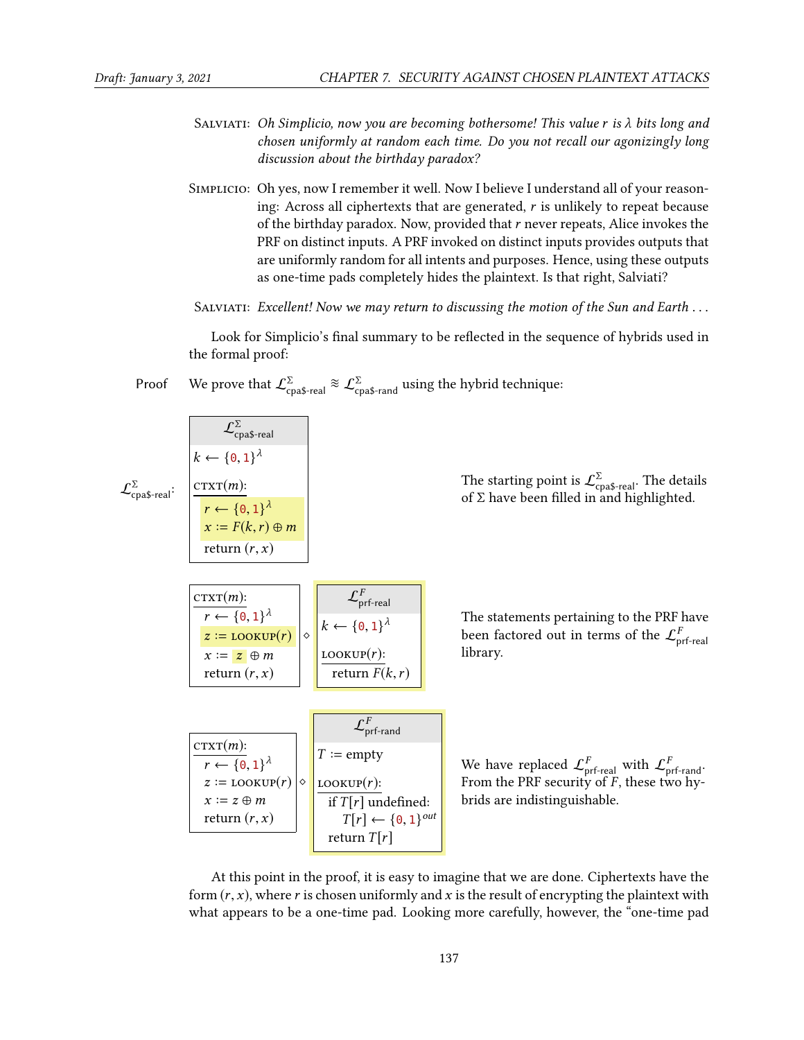SALVIATI: *Oh Simplicio, now you are becoming bothersome! This value $r$ is $\lambda$ bits long and chosen uniformly at random each time. Do you not recall our agonizingly long discussion about the birthday paradox?*

SIMPLICIO: Oh yes, now I remember it well. Now I believe I understand all of your reasoning: Across all ciphertexts that are generated, $r$ is unlikely to repeat because of the birthday paradox. Now, provided that $r$ never repeats, Alice invokes the PRF on distinct inputs. A PRF invoked on distinct inputs provides outputs that are uniformly random for all intents and purposes. Hence, using these outputs as one-time pads completely hides the plaintext. Is that right, Salviati?

SALVIATI: *Excellent! Now we may return to discussing the motion of the Sun and Earth . . .*

Look for Simplicio's final summary to be reflected in the sequence of hybrids used in the formal proof:

**Proof** We prove that $\mathcal{L}^{\Sigma}_{\text{cpa\$-real}} \approx \mathcal{L}^{\Sigma}_{\text{cpa\$-rand}}$ using the hybrid technique:

$\mathcal{L}^{\Sigma}_{\text{cpa\$-real}}$:

```
┌─────────────────────────┐
│  L^Σ_cpa$-real          │
├─────────────────────────┤
│ k ← {0,1}^λ             │
│                         │
│ CTXT(m):                │
│   r ← {0,1}^λ           │
│   x := F(k,r) ⊕ m       │
│   return (r,x)          │
└─────────────────────────┘
```

The starting point is $\mathcal{L}^{\Sigma}_{\text{cpa\$-real}}$. The details of $\Sigma$ have been filled in and highlighted.

```
┌─────────────────────┐   ┌─────────────────────┐
│ CTXT(m):            │   │  L^F_prf-real       │
│   r ← {0,1}^λ       │   ├─────────────────────┤
│   z := LOOKUP(r)    │ ◇ │ k ← {0,1}^λ         │
│   x := z ⊕ m        │   │                     │
│   return (r,x)      │   │ LOOKUP(r):          │
└─────────────────────┘   │   return F(k,r)     │
                          └─────────────────────┘
```

The statements pertaining to the PRF have been factored out in terms of the $\mathcal{L}^{F}_{\text{prf-real}}$ library.

```
┌─────────────────────┐   ┌─────────────────────────┐
│ CTXT(m):            │   │  L^F_prf-rand           │
│   r ← {0,1}^λ       │   ├─────────────────────────┤
│   z := LOOKUP(r)    │ ◇ │ T := empty              │
│   x := z ⊕ m        │   │                         │
│   return (r,x)      │   │ LOOKUP(r):              │
└─────────────────────┘   │   if T[r] undefined:    │
                          │     T[r] ← {0,1}^out    │
                          │   return T[r]           │
                          └─────────────────────────┘
```

We have replaced $\mathcal{L}^{F}_{\text{prf-real}}$ with $\mathcal{L}^{F}_{\text{prf-rand}}$. From the PRF security of $F$, these two hybrids are indistinguishable.

At this point in the proof, it is easy to imagine that we are done. Ciphertexts have the form $(r, x)$, where $r$ is chosen uniformly and $x$ is the result of encrypting the plaintext with what appears to be a one-time pad. Looking more carefully, however, the "one-time pad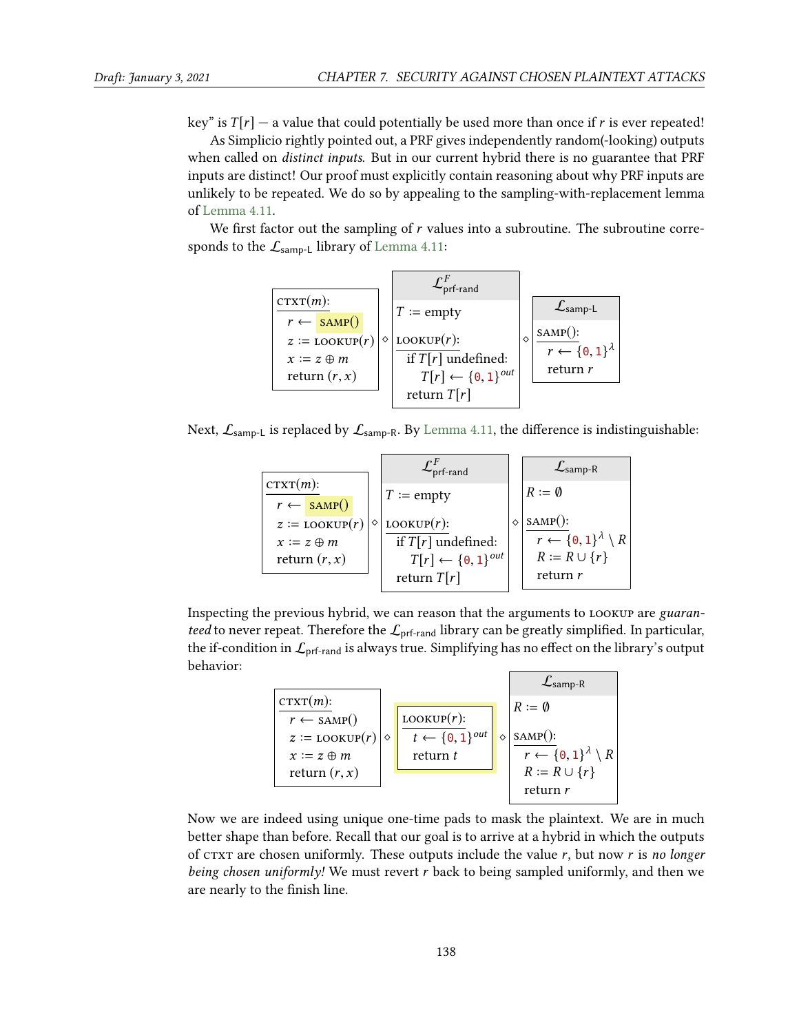key" is $T[r]$ — a value that could potentially be used more than once if $r$ is ever repeated!

As Simplicio rightly pointed out, a PRF gives independently random(-looking) outputs when called on *distinct inputs*. But in our current hybrid there is no guarantee that PRF inputs are distinct! Our proof must explicitly contain reasoning about why PRF inputs are unlikely to be repeated. We do so by appealing to the sampling-with-replacement lemma of Lemma 4.11.

We first factor out the sampling of $r$ values into a subroutine. The subroutine corresponds to the $\mathcal{L}_{\text{samp-L}}$ library of Lemma 4.11:

```
ctxt(m):                  ◇   L^F_prf-rand                  ◇   L_samp-L
  r ← samp()                  T := empty                        samp():
  z := lookup(r)                                                  r ← {0,1}^λ
  x := z ⊕ m                  lookup(r):                          return r
  return (r, x)                 if T[r] undefined:
                                  T[r] ← {0,1}^out
                                return T[r]
```

Next, $\mathcal{L}_{\text{samp-L}}$ is replaced by $\mathcal{L}_{\text{samp-R}}$. By Lemma 4.11, the difference is indistinguishable:

```
ctxt(m):                  ◇   L^F_prf-rand                  ◇   L_samp-R
  r ← samp()                  T := empty                        R := ∅
  z := lookup(r)
  x := z ⊕ m                  lookup(r):                        samp():
  return (r, x)                 if T[r] undefined:                r ← {0,1}^λ \ R
                                  T[r] ← {0,1}^out                R := R ∪ {r}
                                return T[r]                       return r
```

Inspecting the previous hybrid, we can reason that the arguments to lookup are *guaranteed* to never repeat. Therefore the $\mathcal{L}_{\text{prf-rand}}$ library can be greatly simplified. In particular, the if-condition in $\mathcal{L}_{\text{prf-rand}}$ is always true. Simplifying has no effect on the library's output behavior:

```
ctxt(m):                  ◇   lookup(r):                    ◇   L_samp-R
  r ← samp()                    t ← {0,1}^out                   R := ∅
  z := lookup(r)                return t
  x := z ⊕ m                                                    samp():
  return (r, x)                                                   r ← {0,1}^λ \ R
                                                                  R := R ∪ {r}
                                                                  return r
```

Now we are indeed using unique one-time pads to mask the plaintext. We are in much better shape than before. Recall that our goal is to arrive at a hybrid in which the outputs of ctxt are chosen uniformly. These outputs include the value $r$, but now $r$ is *no longer being chosen uniformly!* We must revert $r$ back to being sampled uniformly, and then we are nearly to the finish line.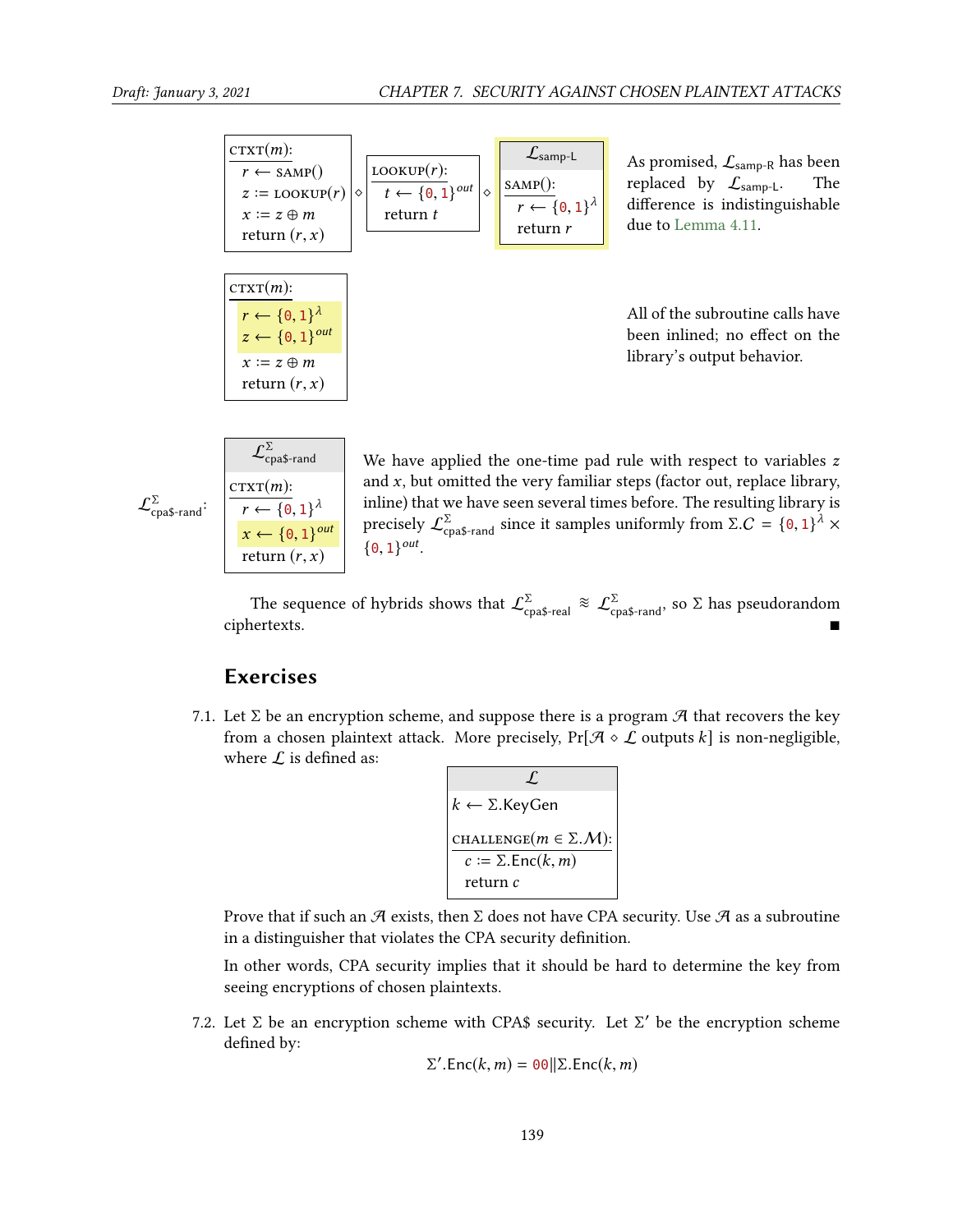```
ctxt(m):
  r ← samp()
  z := lookup(r)
  x := z ⊕ m
  return (r, x)
```
◇
```
lookup(r):
  t ← {0,1}^out
  return t
```
◇
```
L_samp-L
samp():
  r ← {0,1}^λ
  return r
```

As promised, $\mathcal{L}_{\text{samp-R}}$ has been replaced by $\mathcal{L}_{\text{samp-L}}$. The difference is indistinguishable due to Lemma 4.11.

```
ctxt(m):
  r ← {0,1}^λ
  z ← {0,1}^out
  x := z ⊕ m
  return (r, x)
```

All of the subroutine calls have been inlined; no effect on the library's output behavior.

$\mathcal{L}^{\Sigma}_{\text{cpa\$-rand}}$:

```
L^Σ_cpa$-rand
ctxt(m):
  r ← {0,1}^λ
  x ← {0,1}^out
  return (r, x)
```

We have applied the one-time pad rule with respect to variables $z$ and $x$, but omitted the very familiar steps (factor out, replace library, inline) that we have seen several times before. The resulting library is precisely $\mathcal{L}^{\Sigma}_{\text{cpa\$-rand}}$ since it samples uniformly from $\Sigma.\mathcal{C} = \{0,1\}^{\lambda} \times \{0,1\}^{out}$.

The sequence of hybrids shows that $\mathcal{L}^{\Sigma}_{\text{cpa\$-real}} \approx \mathcal{L}^{\Sigma}_{\text{cpa\$-rand}}$, so $\Sigma$ has pseudorandom ciphertexts. ■

## Exercises

7.1. Let $\Sigma$ be an encryption scheme, and suppose there is a program $\mathcal{A}$ that recovers the key from a chosen plaintext attack. More precisely, $\Pr[\mathcal{A} \diamond \mathcal{L} \text{ outputs } k]$ is non-negligible, where $\mathcal{L}$ is defined as:

```
L
k ← Σ.KeyGen

challenge(m ∈ Σ.M):
  c := Σ.Enc(k, m)
  return c
```

Prove that if such an $\mathcal{A}$ exists, then $\Sigma$ does not have CPA security. Use $\mathcal{A}$ as a subroutine in a distinguisher that violates the CPA security definition.

In other words, CPA security implies that it should be hard to determine the key from seeing encryptions of chosen plaintexts.

7.2. Let $\Sigma$ be an encryption scheme with CPA\$ security. Let $\Sigma'$ be the encryption scheme defined by:

$$\Sigma'.\text{Enc}(k, m) = 00 \| \Sigma.\text{Enc}(k, m)$$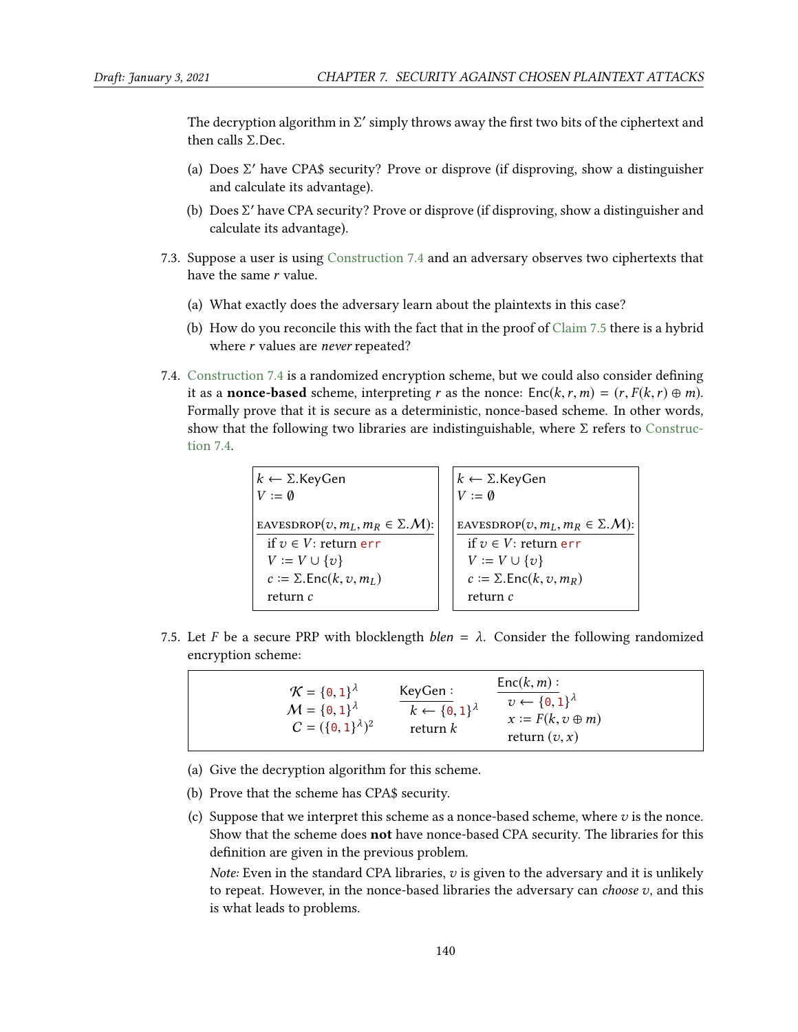The decryption algorithm in $\Sigma'$ simply throws away the first two bits of the ciphertext and then calls $\Sigma$.Dec.

(a) Does $\Sigma'$ have CPA\$ security? Prove or disprove (if disproving, show a distinguisher and calculate its advantage).

(b) Does $\Sigma'$ have CPA security? Prove or disprove (if disproving, show a distinguisher and calculate its advantage).

7.3. Suppose a user is using Construction 7.4 and an adversary observes two ciphertexts that have the same $r$ value.

(a) What exactly does the adversary learn about the plaintexts in this case?

(b) How do you reconcile this with the fact that in the proof of Claim 7.5 there is a hybrid where $r$ values are *never* repeated?

7.4. Construction 7.4 is a randomized encryption scheme, but we could also consider defining it as a **nonce-based** scheme, interpreting $r$ as the nonce: $\mathsf{Enc}(k, r, m) = (r, F(k, r) \oplus m)$. Formally prove that it is secure as a deterministic, nonce-based scheme. In other words, show that the following two libraries are indistinguishable, where $\Sigma$ refers to Construction 7.4.

```
k ← Σ.KeyGen
V := ∅

EAVESDROP(v, m_L, m_R ∈ Σ.M):
  if v ∈ V: return err
  V := V ∪ {v}
  c := Σ.Enc(k, v, m_L)
  return c
```

```
k ← Σ.KeyGen
V := ∅

EAVESDROP(v, m_L, m_R ∈ Σ.M):
  if v ∈ V: return err
  V := V ∪ {v}
  c := Σ.Enc(k, v, m_R)
  return c
```

7.5. Let $F$ be a secure PRP with blocklength $blen = \lambda$. Consider the following randomized encryption scheme:

$$\mathcal{K} = \{0,1\}^\lambda \qquad \mathcal{M} = \{0,1\}^\lambda \qquad \mathcal{C} = (\{0,1\}^\lambda)^2$$

```
KeyGen:
  k ← {0,1}^λ
  return k
```

```
Enc(k, m):
  v ← {0,1}^λ
  x := F(k, v ⊕ m)
  return (v, x)
```

(a) Give the decryption algorithm for this scheme.

(b) Prove that the scheme has CPA\$ security.

(c) Suppose that we interpret this scheme as a nonce-based scheme, where $v$ is the nonce. Show that the scheme does **not** have nonce-based CPA security. The libraries for this definition are given in the previous problem.

*Note:* Even in the standard CPA libraries, $v$ is given to the adversary and it is unlikely to repeat. However, in the nonce-based libraries the adversary can *choose* $v$, and this is what leads to problems.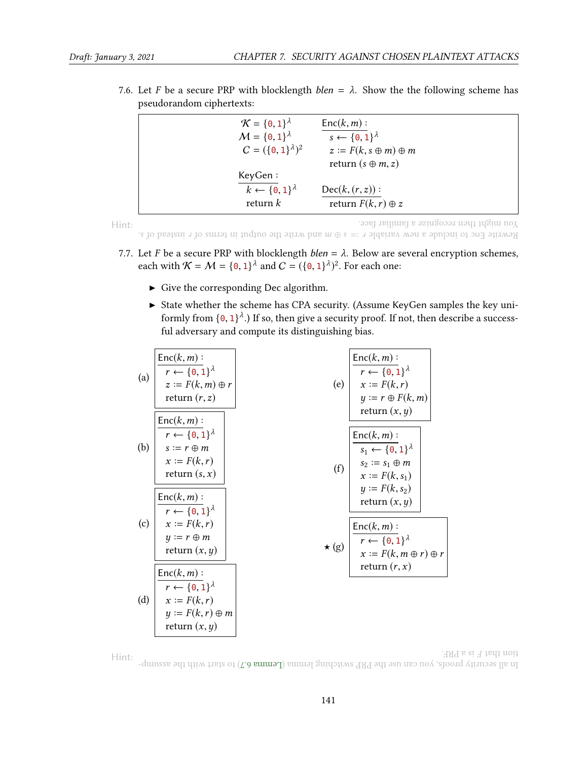7.6. Let $F$ be a secure PRP with blocklength $blen = \lambda$. Show the the following scheme has pseudorandom ciphertexts:

```
K = {0,1}^λ          Enc(k, m):
M = {0,1}^λ            s ← {0,1}^λ
C = ({0,1}^λ)^2        z := F(k, s ⊕ m) ⊕ m
                       return (s ⊕ m, z)
KeyGen:
  k ← {0,1}^λ        Dec(k, (r, z)):
  return k             return F(k, r) ⊕ z
```

Hint: Rewrite Enc to include a new variable $r := s \oplus m$ and write the output in terms of $r$ instead of $s$. You might then recognize a familiar face.

7.7. Let $F$ be a secure PRP with blocklength $blen = \lambda$. Below are several encryption schemes, each with $\mathcal{K} = \mathcal{M} = \{0,1\}^\lambda$ and $\mathcal{C} = (\{0,1\}^\lambda)^2$. For each one:

- Give the corresponding Dec algorithm.
- State whether the scheme has CPA security. (Assume KeyGen samples the key uniformly from $\{0,1\}^\lambda$.) If so, then give a security proof. If not, then describe a successful adversary and compute its distinguishing bias.

(a)
```
Enc(k, m):
  r ← {0,1}^λ
  z := F(k, m) ⊕ r
  return (r, z)
```

(b)
```
Enc(k, m):
  r ← {0,1}^λ
  s := r ⊕ m
  x := F(k, r)
  return (s, x)
```

(c)
```
Enc(k, m):
  r ← {0,1}^λ
  x := F(k, r)
  y := r ⊕ m
  return (x, y)
```

(d)
```
Enc(k, m):
  r ← {0,1}^λ
  x := F(k, r)
  y := F(k, r) ⊕ m
  return (x, y)
```

(e)
```
Enc(k, m):
  r ← {0,1}^λ
  x := F(k, r)
  y := r ⊕ F(k, m)
  return (x, y)
```

(f)
```
Enc(k, m):
  s1 ← {0,1}^λ
  s2 := s1 ⊕ m
  x := F(k, s1)
  y := F(k, s2)
  return (x, y)
```

★ (g)
```
Enc(k, m):
  r ← {0,1}^λ
  x := F(k, m ⊕ r) ⊕ r
  return (r, x)
```

Hint: In all security proofs, you can use the PRP switching lemma (Lemma 6.7) to start with the assumption that $F$ is a PRF.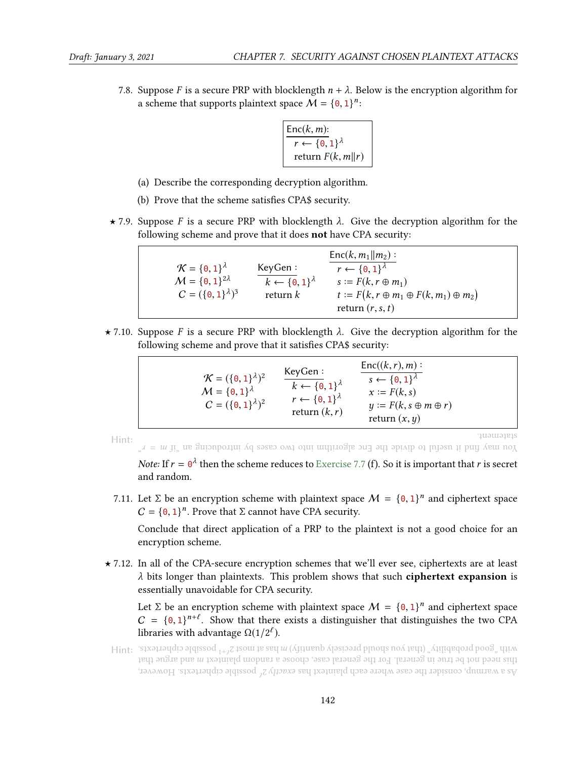7.8. Suppose $F$ is a secure PRP with blocklength $n + \lambda$. Below is the encryption algorithm for a scheme that supports plaintext space $\mathcal{M} = \{0,1\}^n$:

```
Enc(k, m):
  r ← {0,1}^λ
  return F(k, m‖r)
```

(a) Describe the corresponding decryption algorithm.

(b) Prove that the scheme satisfies CPA$ security.

★ 7.9. Suppose $F$ is a secure PRP with blocklength $\lambda$. Give the decryption algorithm for the following scheme and prove that it does **not** have CPA security:

$\mathcal{K} = \{0,1\}^\lambda$
$\mathcal{M} = \{0,1\}^{2\lambda}$
$\mathcal{C} = (\{0,1\}^\lambda)^3$

```
KeyGen:
  k ← {0,1}^λ
  return k
```

```
Enc(k, m1‖m2):
  r ← {0,1}^λ
  s := F(k, r ⊕ m1)
  t := F(k, r ⊕ m1 ⊕ F(k, m1) ⊕ m2)
  return (r, s, t)
```

★ 7.10. Suppose $F$ is a secure PRP with blocklength $\lambda$. Give the decryption algorithm for the following scheme and prove that it satisfies CPA$ security:

$\mathcal{K} = (\{0,1\}^\lambda)^2$
$\mathcal{M} = \{0,1\}^\lambda$
$\mathcal{C} = (\{0,1\}^\lambda)^2$

```
KeyGen:
  k ← {0,1}^λ
  r ← {0,1}^λ
  return (k, r)
```

```
Enc((k, r), m):
  s ← {0,1}^λ
  x := F(k, s)
  y := F(k, s ⊕ m ⊕ r)
  return (x, y)
```

Hint: You may find it useful to divide the Enc algorithm into two cases by introducing an "if $m = r$" statement.

*Note:* If $r = 0^\lambda$ then the scheme reduces to Exercise 7.7 (f). So it is important that $r$ is secret and random.

7.11. Let $\Sigma$ be an encryption scheme with plaintext space $\mathcal{M} = \{0,1\}^n$ and ciphertext space $\mathcal{C} = \{0,1\}^n$. Prove that $\Sigma$ cannot have CPA security.

Conclude that direct application of a PRP to the plaintext is not a good choice for an encryption scheme.

★ 7.12. In all of the CPA-secure encryption schemes that we'll ever see, ciphertexts are at least $\lambda$ bits longer than plaintexts. This problem shows that such **ciphertext expansion** is essentially unavoidable for CPA security.

Let $\Sigma$ be an encryption scheme with plaintext space $\mathcal{M} = \{0,1\}^n$ and ciphertext space $\mathcal{C} = \{0,1\}^{n+\ell}$. Show that there exists a distinguisher that distinguishes the two CPA libraries with advantage $\Omega(1/2^\ell)$.

Hint: As a warmup, consider the case where each plaintext has *exactly* $2^\ell$ possible ciphertexts. However, this need not be true in general. For the general case, choose a random plaintext $m$ and argue that with "good probability" (that you should precisely quantify) $m$ has at most $2^{\ell+1}$ possible ciphertexts.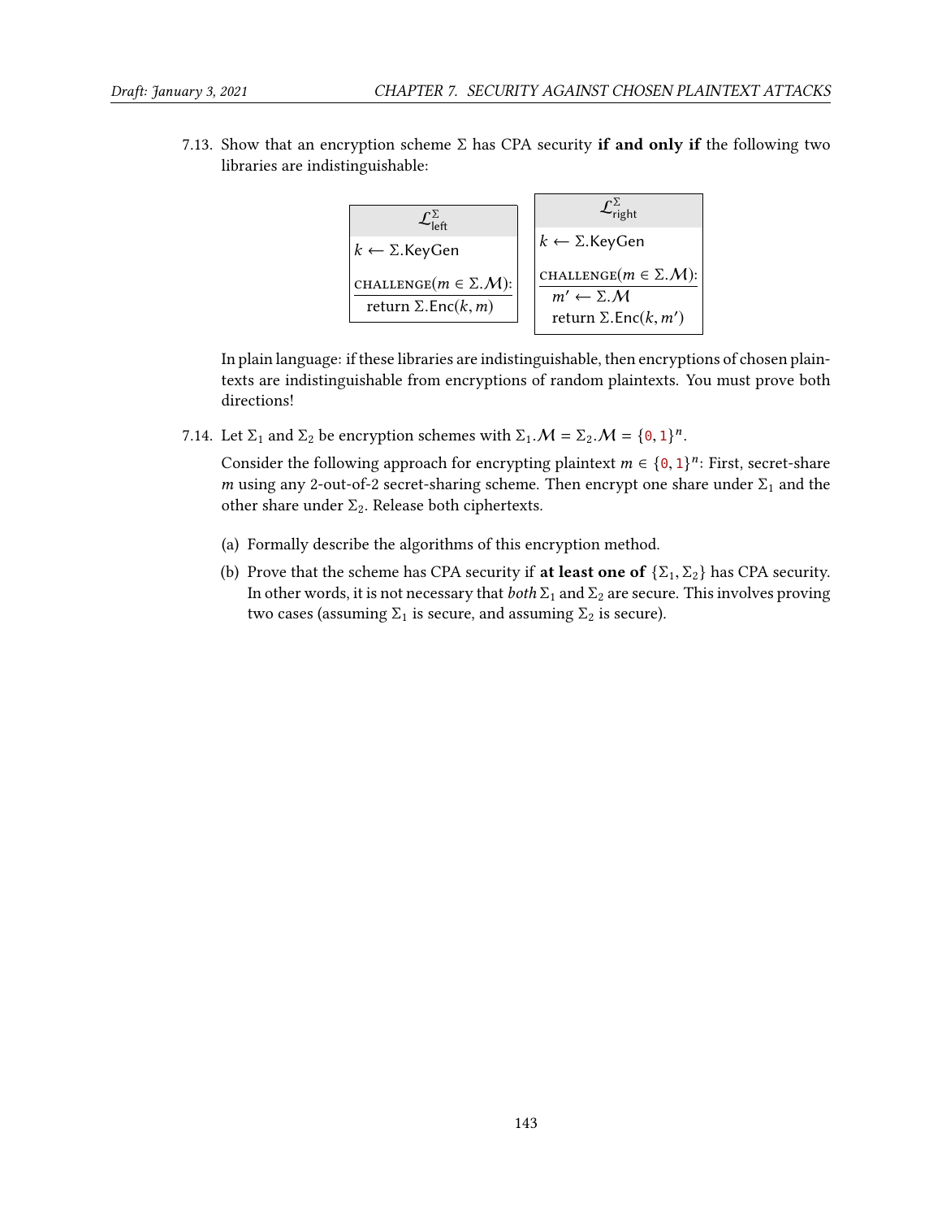7.13. Show that an encryption scheme $\Sigma$ has CPA security **if and only if** the following two libraries are indistinguishable:

```
 L^Σ_left
 ─────────────────────────────
 k ← Σ.KeyGen

 CHALLENGE(m ∈ Σ.M):
   return Σ.Enc(k, m)
```

```
 L^Σ_right
 ─────────────────────────────
 k ← Σ.KeyGen

 CHALLENGE(m ∈ Σ.M):
   m′ ← Σ.M
   return Σ.Enc(k, m′)
```

In plain language: if these libraries are indistinguishable, then encryptions of chosen plaintexts are indistinguishable from encryptions of random plaintexts. You must prove both directions!

7.14. Let $\Sigma_1$ and $\Sigma_2$ be encryption schemes with $\Sigma_1.\mathcal{M} = \Sigma_2.\mathcal{M} = \{0,1\}^n$.

Consider the following approach for encrypting plaintext $m \in \{0,1\}^n$: First, secret-share $m$ using any 2-out-of-2 secret-sharing scheme. Then encrypt one share under $\Sigma_1$ and the other share under $\Sigma_2$. Release both ciphertexts.

(a) Formally describe the algorithms of this encryption method.

(b) Prove that the scheme has CPA security if **at least one of** $\{\Sigma_1, \Sigma_2\}$ has CPA security. In other words, it is not necessary that *both* $\Sigma_1$ and $\Sigma_2$ are secure. This involves proving two cases (assuming $\Sigma_1$ is secure, and assuming $\Sigma_2$ is secure).